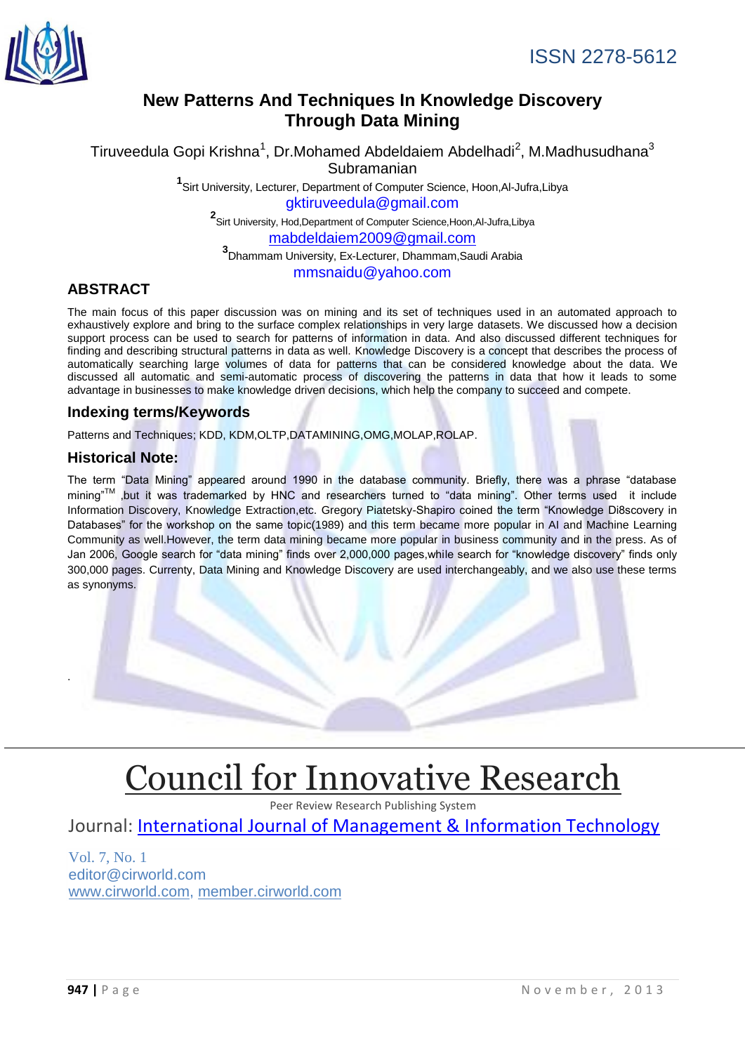ISSN 2278-5612

# New Patterns And Techniques In Knowledge Discovery Through Data Mining

Tiruveedula Gopi Krishna[1], Dr.Mohamed Abdeldaiem Abdelhadi[2], M.Madhusudhana[3] Subramanian

[1]Sirt University, Lecturer, Department of Computer Science, Hoon,Al-Jufra,Libya
gktiruveedula@gmail.com

[2]Sirt University, Hod,Department of Computer Science,Hoon,Al-Jufra,Libya
mabdeldaiem2009@gmail.com

[3]Dhammam University, Ex-Lecturer, Dhammam,Saudi Arabia
mmsnaidu@yahoo.com

## ABSTRACT

The main focus of this paper discussion was on mining and its set of techniques used in an automated approach to exhaustively explore and bring to the surface complex relationships in very large datasets. We discussed how a decision support process can be used to search for patterns of information in data. And also discussed different techniques for finding and describing structural patterns in data as well. Knowledge Discovery is a concept that describes the process of automatically searching large volumes of data for patterns that can be considered knowledge about the data. We discussed all automatic and semi-automatic process of discovering the patterns in data that how it leads to some advantage in businesses to make knowledge driven decisions, which help the company to succeed and compete.

## Indexing terms/Keywords

Patterns and Techniques; KDD, KDM,OLTP,DATAMINING,OMG,MOLAP,ROLAP.

## Historical Note:

The term "Data Mining" appeared around 1990 in the database community. Briefly, there was a phrase "database mining"™ ,but it was trademarked by HNC and researchers turned to "data mining". Other terms used it include Information Discovery, Knowledge Extraction,etc. Gregory Piatetsky-Shapiro coined the term "Knowledge Di8scovery in Databases" for the workshop on the same topic(1989) and this term became more popular in AI and Machine Learning Community as well.However, the term data mining became more popular in business community and in the press. As of Jan 2006, Google search for "data mining" finds over 2,000,000 pages,while search for "knowledge discovery" finds only 300,000 pages. Currenty, Data Mining and Knowledge Discovery are used interchangeably, and we also use these terms as synonyms.

.

# Council for Innovative Research

Peer Review Research Publishing System

Journal: International Journal of Management & Information Technology

Vol. 7, No. 1
editor@cirworld.com
www.cirworld.com, member.cirworld.com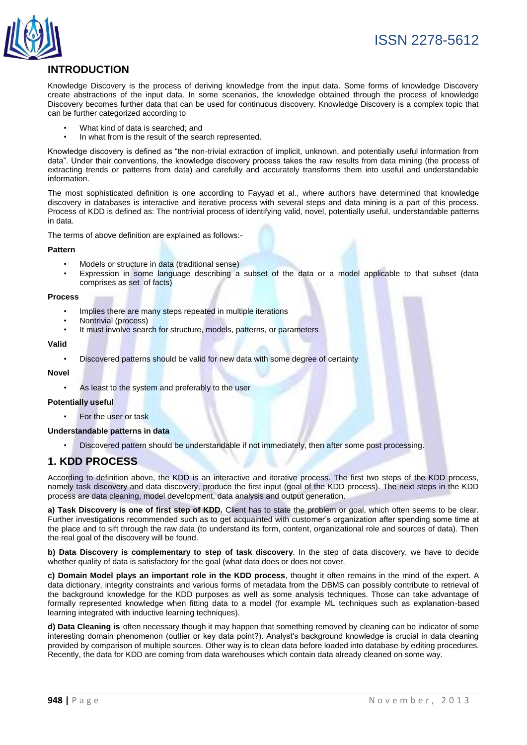## INTRODUCTION

Knowledge Discovery is the process of deriving knowledge from the input data. Some forms of knowledge Discovery create abstractions of the input data. In some scenarios, the knowledge obtained through the process of knowledge Discovery becomes further data that can be used for continuous discovery. Knowledge Discovery is a complex topic that can be further categorized according to

- What kind of data is searched; and
- In what from is the result of the search represented.

Knowledge discovery is defined as "the non-trivial extraction of implicit, unknown, and potentially useful information from data". Under their conventions, the knowledge discovery process takes the raw results from data mining (the process of extracting trends or patterns from data) and carefully and accurately transforms them into useful and understandable information.

The most sophisticated definition is one according to Fayyad et al., where authors have determined that knowledge discovery in databases is interactive and iterative process with several steps and data mining is a part of this process. Process of KDD is defined as: The nontrivial process of identifying valid, novel, potentially useful, understandable patterns in data.

The terms of above definition are explained as follows:-

**Pattern**

- Models or structure in data (traditional sense)
- Expression in some language describing a subset of the data or a model applicable to that subset (data comprises as set of facts)

**Process**

- Implies there are many steps repeated in multiple iterations
- Nontrivial (process)
- It must involve search for structure, models, patterns, or parameters

**Valid**

- Discovered patterns should be valid for new data with some degree of certainty

**Novel**

- As least to the system and preferably to the user

**Potentially useful**

- For the user or task

**Understandable patterns in data**

- Discovered pattern should be understandable if not immediately, then after some post processing.

## 1. KDD PROCESS

According to definition above, the KDD is an interactive and iterative process. The first two steps of the KDD process, namely task discovery and data discovery, produce the first input (goal of the KDD process). The next steps in the KDD process are data cleaning, model development, data analysis and output generation.

**a) Task Discovery is one of first step of KDD.** Client has to state the problem or goal, which often seems to be clear. Further investigations recommended such as to get acquainted with customer's organization after spending some time at the place and to sift through the raw data (to understand its form, content, organizational role and sources of data). Then the real goal of the discovery will be found.

**b) Data Discovery is complementary to step of task discovery**. In the step of data discovery, we have to decide whether quality of data is satisfactory for the goal (what data does or does not cover.

**c) Domain Model plays an important role in the KDD process**, thought it often remains in the mind of the expert. A data dictionary, integrity constraints and various forms of metadata from the DBMS can possibly contribute to retrieval of the background knowledge for the KDD purposes as well as some analysis techniques. Those can take advantage of formally represented knowledge when fitting data to a model (for example ML techniques such as explanation-based learning integrated with inductive learning techniques).

**d) Data Cleaning is** often necessary though it may happen that something removed by cleaning can be indicator of some interesting domain phenomenon (outlier or key data point?). Analyst's background knowledge is crucial in data cleaning provided by comparison of multiple sources. Other way is to clean data before loaded into database by editing procedures. Recently, the data for KDD are coming from data warehouses which contain data already cleaned on some way.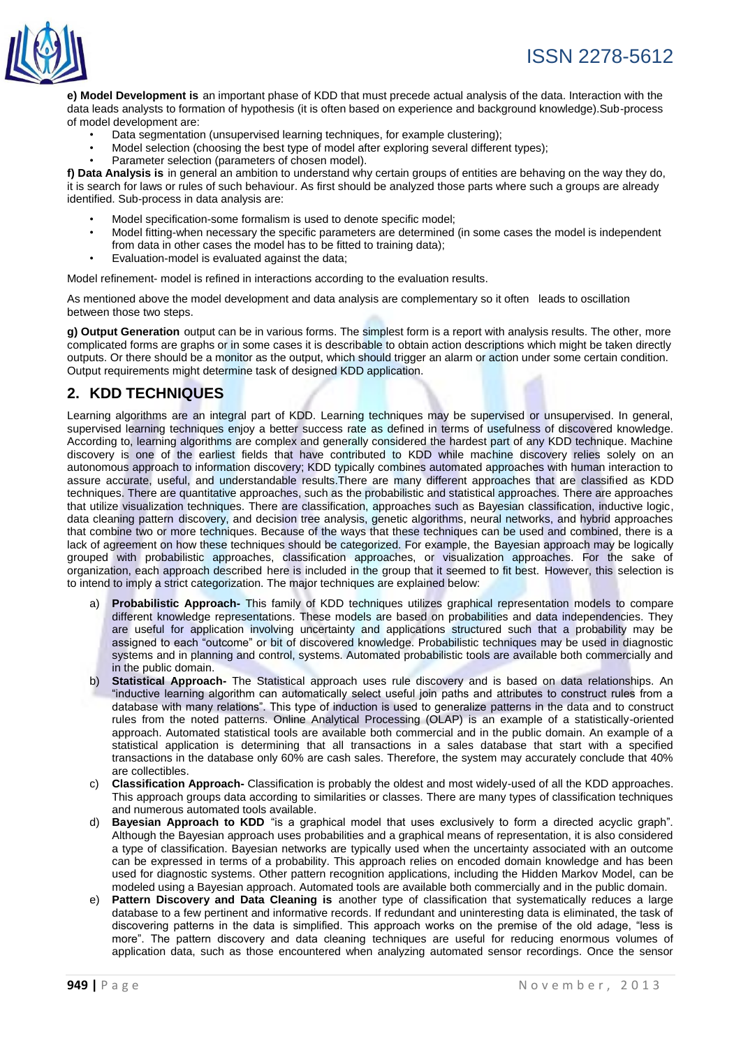**e) Model Development is** an important phase of KDD that must precede actual analysis of the data. Interaction with the data leads analysts to formation of hypothesis (it is often based on experience and background knowledge).Sub-process of model development are:

- Data segmentation (unsupervised learning techniques, for example clustering);
- Model selection (choosing the best type of model after exploring several different types);
- Parameter selection (parameters of chosen model).

**f) Data Analysis is** in general an ambition to understand why certain groups of entities are behaving on the way they do, it is search for laws or rules of such behaviour. As first should be analyzed those parts where such a groups are already identified. Sub-process in data analysis are:

- Model specification-some formalism is used to denote specific model;
- Model fitting-when necessary the specific parameters are determined (in some cases the model is independent from data in other cases the model has to be fitted to training data);
- Evaluation-model is evaluated against the data;

Model refinement- model is refined in interactions according to the evaluation results.

As mentioned above the model development and data analysis are complementary so it often leads to oscillation between those two steps.

**g) Output Generation** output can be in various forms. The simplest form is a report with analysis results. The other, more complicated forms are graphs or in some cases it is describable to obtain action descriptions which might be taken directly outputs. Or there should be a monitor as the output, which should trigger an alarm or action under some certain condition. Output requirements might determine task of designed KDD application.

## 2. KDD TECHNIQUES

Learning algorithms are an integral part of KDD. Learning techniques may be supervised or unsupervised. In general, supervised learning techniques enjoy a better success rate as defined in terms of usefulness of discovered knowledge. According to, learning algorithms are complex and generally considered the hardest part of any KDD technique. Machine discovery is one of the earliest fields that have contributed to KDD while machine discovery relies solely on an autonomous approach to information discovery; KDD typically combines automated approaches with human interaction to assure accurate, useful, and understandable results.There are many different approaches that are classified as KDD techniques. There are quantitative approaches, such as the probabilistic and statistical approaches. There are approaches that utilize visualization techniques. There are classification, approaches such as Bayesian classification, inductive logic, data cleaning pattern discovery, and decision tree analysis, genetic algorithms, neural networks, and hybrid approaches that combine two or more techniques. Because of the ways that these techniques can be used and combined, there is a lack of agreement on how these techniques should be categorized. For example, the Bayesian approach may be logically grouped with probabilistic approaches, classification approaches, or visualization approaches. For the sake of organization, each approach described here is included in the group that it seemed to fit best. However, this selection is to intend to imply a strict categorization. The major techniques are explained below:

a) **Probabilistic Approach-** This family of KDD techniques utilizes graphical representation models to compare different knowledge representations. These models are based on probabilities and data independencies. They are useful for application involving uncertainty and applications structured such that a probability may be assigned to each "outcome" or bit of discovered knowledge. Probabilistic techniques may be used in diagnostic systems and in planning and control, systems. Automated probabilistic tools are available both commercially and in the public domain.

b) **Statistical Approach-** The Statistical approach uses rule discovery and is based on data relationships. An "inductive learning algorithm can automatically select useful join paths and attributes to construct rules from a database with many relations". This type of induction is used to generalize patterns in the data and to construct rules from the noted patterns. Online Analytical Processing (OLAP) is an example of a statistically-oriented approach. Automated statistical tools are available both commercial and in the public domain. An example of a statistical application is determining that all transactions in a sales database that start with a specified transactions in the database only 60% are cash sales. Therefore, the system may accurately conclude that 40% are collectibles.

c) **Classification Approach-** Classification is probably the oldest and most widely-used of all the KDD approaches. This approach groups data according to similarities or classes. There are many types of classification techniques and numerous automated tools available.

d) **Bayesian Approach to KDD** "is a graphical model that uses exclusively to form a directed acyclic graph". Although the Bayesian approach uses probabilities and a graphical means of representation, it is also considered a type of classification. Bayesian networks are typically used when the uncertainty associated with an outcome can be expressed in terms of a probability. This approach relies on encoded domain knowledge and has been used for diagnostic systems. Other pattern recognition applications, including the Hidden Markov Model, can be modeled using a Bayesian approach. Automated tools are available both commercially and in the public domain.

e) **Pattern Discovery and Data Cleaning is** another type of classification that systematically reduces a large database to a few pertinent and informative records. If redundant and uninteresting data is eliminated, the task of discovering patterns in the data is simplified. This approach works on the premise of the old adage, "less is more". The pattern discovery and data cleaning techniques are useful for reducing enormous volumes of application data, such as those encountered when analyzing automated sensor recordings. Once the sensor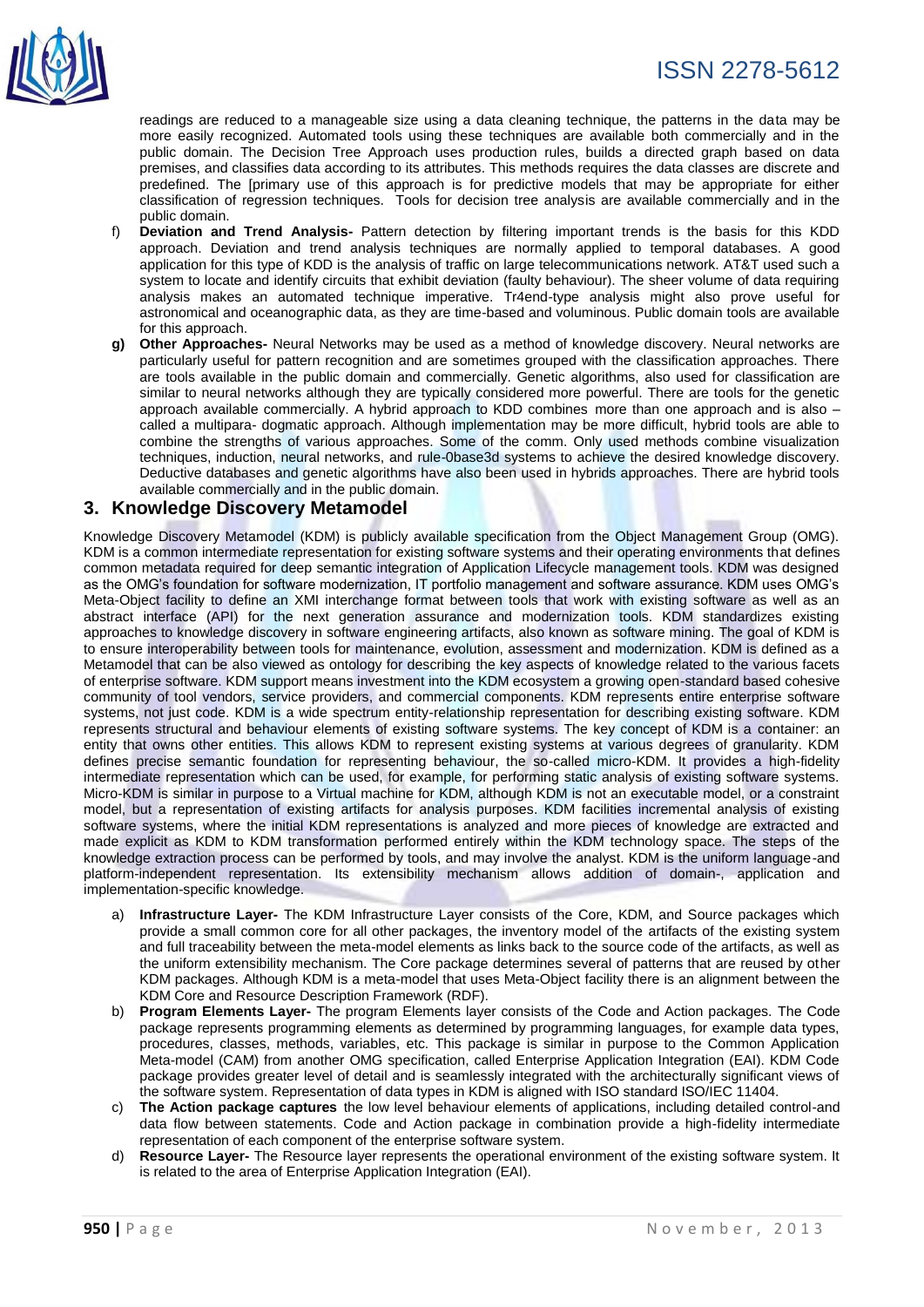readings are reduced to a manageable size using a data cleaning technique, the patterns in the data may be more easily recognized. Automated tools using these techniques are available both commercially and in the public domain. The Decision Tree Approach uses production rules, builds a directed graph based on data premises, and classifies data according to its attributes. This methods requires the data classes are discrete and predefined. The [primary use of this approach is for predictive models that may be appropriate for either classification of regression techniques. Tools for decision tree analysis are available commercially and in the public domain.

f) **Deviation and Trend Analysis-** Pattern detection by filtering important trends is the basis for this KDD approach. Deviation and trend analysis techniques are normally applied to temporal databases. A good application for this type of KDD is the analysis of traffic on large telecommunications network. AT&T used such a system to locate and identify circuits that exhibit deviation (faulty behaviour). The sheer volume of data requiring analysis makes an automated technique imperative. Tr4end-type analysis might also prove useful for astronomical and oceanographic data, as they are time-based and voluminous. Public domain tools are available for this approach.

**g) Other Approaches-** Neural Networks may be used as a method of knowledge discovery. Neural networks are particularly useful for pattern recognition and are sometimes grouped with the classification approaches. There are tools available in the public domain and commercially. Genetic algorithms, also used for classification are similar to neural networks although they are typically considered more powerful. There are tools for the genetic approach available commercially. A hybrid approach to KDD combines more than one approach and is also – called a multipara- dogmatic approach. Although implementation may be more difficult, hybrid tools are able to combine the strengths of various approaches. Some of the comm. Only used methods combine visualization techniques, induction, neural networks, and rule-0base3d systems to achieve the desired knowledge discovery. Deductive databases and genetic algorithms have also been used in hybrids approaches. There are hybrid tools available commercially and in the public domain.

## 3. Knowledge Discovery Metamodel

Knowledge Discovery Metamodel (KDM) is publicly available specification from the Object Management Group (OMG). KDM is a common intermediate representation for existing software systems and their operating environments that defines common metadata required for deep semantic integration of Application Lifecycle management tools. KDM was designed as the OMG's foundation for software modernization, IT portfolio management and software assurance. KDM uses OMG's Meta-Object facility to define an XMI interchange format between tools that work with existing software as well as an abstract interface (API) for the next generation assurance and modernization tools. KDM standardizes existing approaches to knowledge discovery in software engineering artifacts, also known as software mining. The goal of KDM is to ensure interoperability between tools for maintenance, evolution, assessment and modernization. KDM is defined as a Metamodel that can be also viewed as ontology for describing the key aspects of knowledge related to the various facets of enterprise software. KDM support means investment into the KDM ecosystem a growing open-standard based cohesive community of tool vendors, service providers, and commercial components. KDM represents entire enterprise software systems, not just code. KDM is a wide spectrum entity-relationship representation for describing existing software. KDM represents structural and behaviour elements of existing software systems. The key concept of KDM is a container: an entity that owns other entities. This allows KDM to represent existing systems at various degrees of granularity. KDM defines precise semantic foundation for representing behaviour, the so-called micro-KDM. It provides a high-fidelity intermediate representation which can be used, for example, for performing static analysis of existing software systems. Micro-KDM is similar in purpose to a Virtual machine for KDM, although KDM is not an executable model, or a constraint model, but a representation of existing artifacts for analysis purposes. KDM facilities incremental analysis of existing software systems, where the initial KDM representations is analyzed and more pieces of knowledge are extracted and made explicit as KDM to KDM transformation performed entirely within the KDM technology space. The steps of the knowledge extraction process can be performed by tools, and may involve the analyst. KDM is the uniform language-and platform-independent representation. Its extensibility mechanism allows addition of domain-, application and implementation-specific knowledge.

a) **Infrastructure Layer-** The KDM Infrastructure Layer consists of the Core, KDM, and Source packages which provide a small common core for all other packages, the inventory model of the artifacts of the existing system and full traceability between the meta-model elements as links back to the source code of the artifacts, as well as the uniform extensibility mechanism. The Core package determines several of patterns that are reused by other KDM packages. Although KDM is a meta-model that uses Meta-Object facility there is an alignment between the KDM Core and Resource Description Framework (RDF).

b) **Program Elements Layer-** The program Elements layer consists of the Code and Action packages. The Code package represents programming elements as determined by programming languages, for example data types, procedures, classes, methods, variables, etc. This package is similar in purpose to the Common Application Meta-model (CAM) from another OMG specification, called Enterprise Application Integration (EAI). KDM Code package provides greater level of detail and is seamlessly integrated with the architecturally significant views of the software system. Representation of data types in KDM is aligned with ISO standard ISO/IEC 11404.

c) **The Action package captures** the low level behaviour elements of applications, including detailed control-and data flow between statements. Code and Action package in combination provide a high-fidelity intermediate representation of each component of the enterprise software system.

d) **Resource Layer-** The Resource layer represents the operational environment of the existing software system. It is related to the area of Enterprise Application Integration (EAI).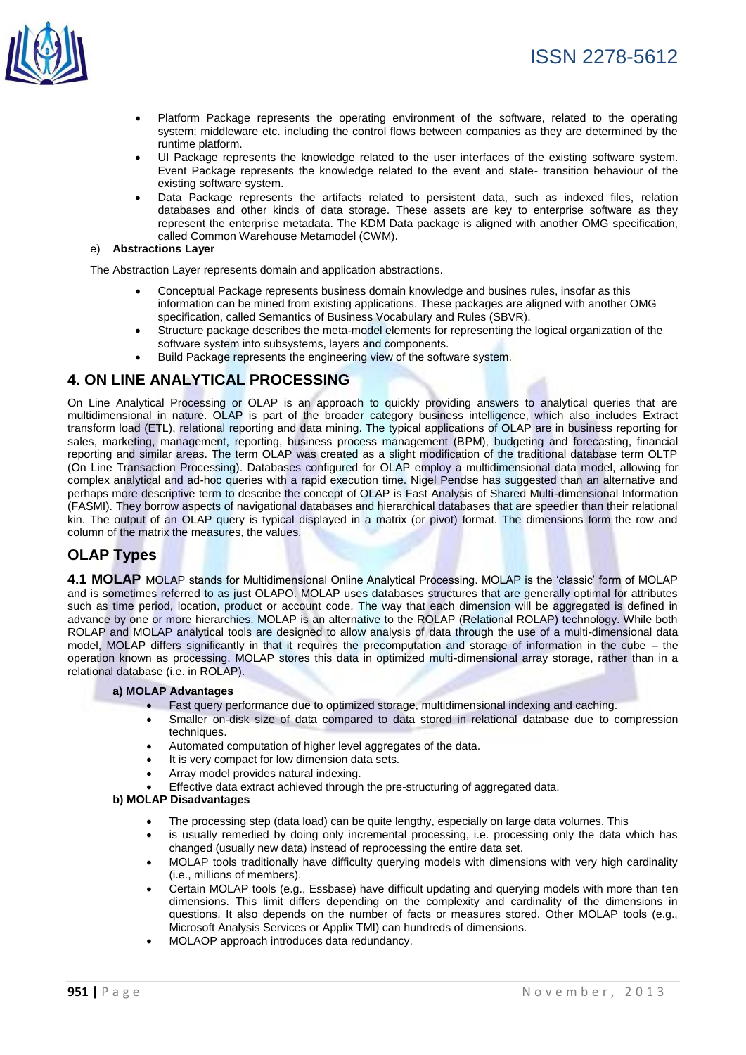- Platform Package represents the operating environment of the software, related to the operating system; middleware etc. including the control flows between companies as they are determined by the runtime platform.
- UI Package represents the knowledge related to the user interfaces of the existing software system. Event Package represents the knowledge related to the event and state- transition behaviour of the existing software system.
- Data Package represents the artifacts related to persistent data, such as indexed files, relation databases and other kinds of data storage. These assets are key to enterprise software as they represent the enterprise metadata. The KDM Data package is aligned with another OMG specification, called Common Warehouse Metamodel (CWM).

e) **Abstractions Layer**

The Abstraction Layer represents domain and application abstractions.

- Conceptual Package represents business domain knowledge and busines rules, insofar as this information can be mined from existing applications. These packages are aligned with another OMG specification, called Semantics of Business Vocabulary and Rules (SBVR).
- Structure package describes the meta-model elements for representing the logical organization of the software system into subsystems, layers and components.
- Build Package represents the engineering view of the software system.

## 4. ON LINE ANALYTICAL PROCESSING

On Line Analytical Processing or OLAP is an approach to quickly providing answers to analytical queries that are multidimensional in nature. OLAP is part of the broader category business intelligence, which also includes Extract transform load (ETL), relational reporting and data mining. The typical applications of OLAP are in business reporting for sales, marketing, management, reporting, business process management (BPM), budgeting and forecasting, financial reporting and similar areas. The term OLAP was created as a slight modification of the traditional database term OLTP (On Line Transaction Processing). Databases configured for OLAP employ a multidimensional data model, allowing for complex analytical and ad-hoc queries with a rapid execution time. Nigel Pendse has suggested than an alternative and perhaps more descriptive term to describe the concept of OLAP is Fast Analysis of Shared Multi-dimensional Information (FASMI). They borrow aspects of navigational databases and hierarchical databases that are speedier than their relational kin. The output of an OLAP query is typical displayed in a matrix (or pivot) format. The dimensions form the row and column of the matrix the measures, the values.

## OLAP Types

**4.1 MOLAP** MOLAP stands for Multidimensional Online Analytical Processing. MOLAP is the 'classic' form of MOLAP and is sometimes referred to as just OLAPO. MOLAP uses databases structures that are generally optimal for attributes such as time period, location, product or account code. The way that each dimension will be aggregated is defined in advance by one or more hierarchies. MOLAP is an alternative to the ROLAP (Relational ROLAP) technology. While both ROLAP and MOLAP analytical tools are designed to allow analysis of data through the use of a multi-dimensional data model, MOLAP differs significantly in that it requires the precomputation and storage of information in the cube – the operation known as processing. MOLAP stores this data in optimized multi-dimensional array storage, rather than in a relational database (i.e. in ROLAP).

**a) MOLAP Advantages**

- Fast query performance due to optimized storage, multidimensional indexing and caching.
- Smaller on-disk size of data compared to data stored in relational database due to compression techniques.
- Automated computation of higher level aggregates of the data.
- It is very compact for low dimension data sets.
- Array model provides natural indexing.
- Effective data extract achieved through the pre-structuring of aggregated data.

**b) MOLAP Disadvantages**

- The processing step (data load) can be quite lengthy, especially on large data volumes. This
- is usually remedied by doing only incremental processing, i.e. processing only the data which has changed (usually new data) instead of reprocessing the entire data set.
- MOLAP tools traditionally have difficulty querying models with dimensions with very high cardinality (i.e., millions of members).
- Certain MOLAP tools (e.g., Essbase) have difficult updating and querying models with more than ten dimensions. This limit differs depending on the complexity and cardinality of the dimensions in questions. It also depends on the number of facts or measures stored. Other MOLAP tools (e.g., Microsoft Analysis Services or Applix TMI) can hundreds of dimensions.
- MOLAOP approach introduces data redundancy.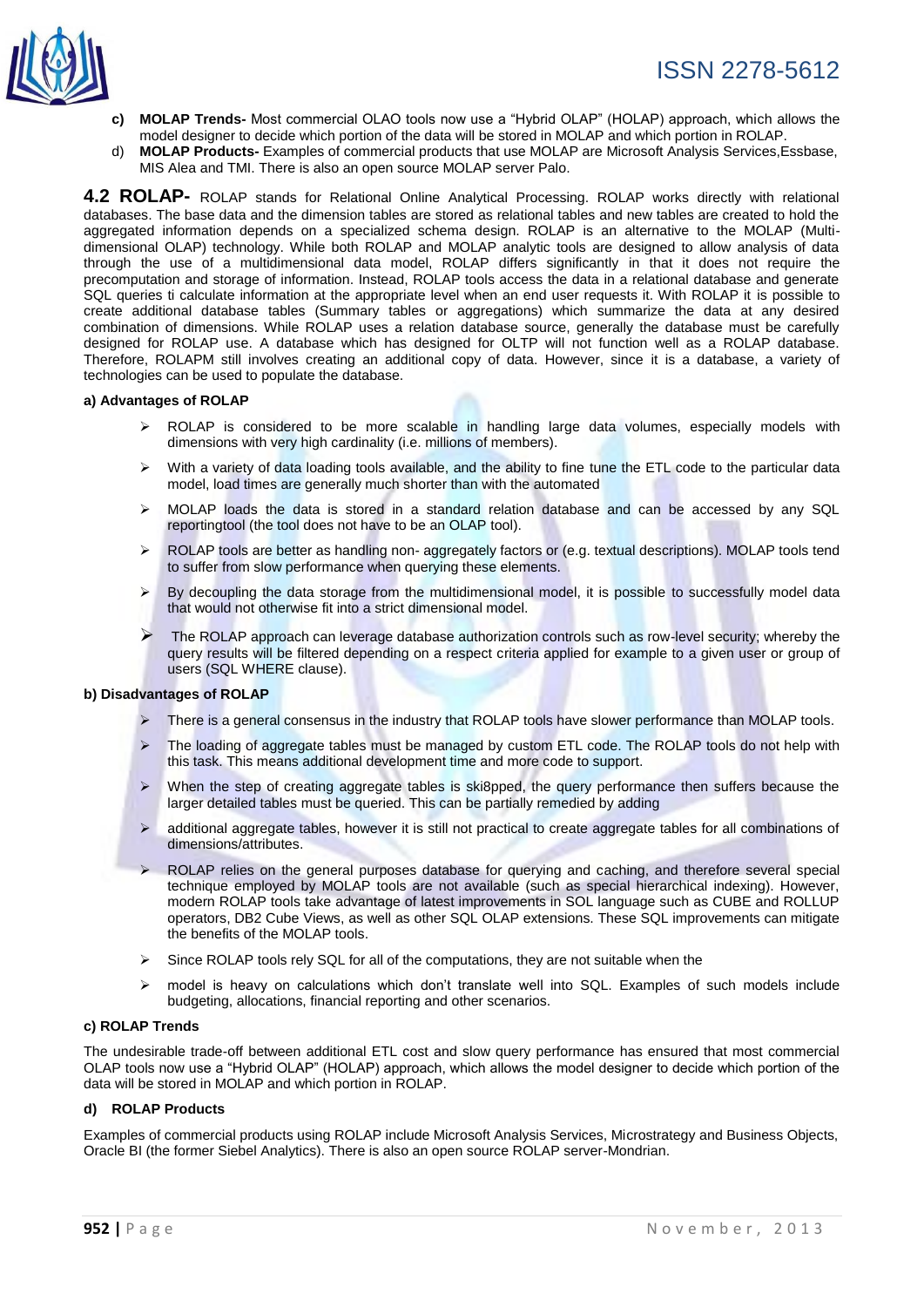c) **MOLAP Trends-** Most commercial OLAO tools now use a "Hybrid OLAP" (HOLAP) approach, which allows the model designer to decide which portion of the data will be stored in MOLAP and which portion in ROLAP.

d) **MOLAP Products-** Examples of commercial products that use MOLAP are Microsoft Analysis Services,Essbase, MIS Alea and TMI. There is also an open source MOLAP server Palo.

## 4.2 ROLAP-

ROLAP stands for Relational Online Analytical Processing. ROLAP works directly with relational databases. The base data and the dimension tables are stored as relational tables and new tables are created to hold the aggregated information depends on a specialized schema design. ROLAP is an alternative to the MOLAP (Multi-dimensional OLAP) technology. While both ROLAP and MOLAP analytic tools are designed to allow analysis of data through the use of a multidimensional data model, ROLAP differs significantly in that it does not require the precomputation and storage of information. Instead, ROLAP tools access the data in a relational database and generate SQL queries ti calculate information at the appropriate level when an end user requests it. With ROLAP it is possible to create additional database tables (Summary tables or aggregations) which summarize the data at any desired combination of dimensions. While ROLAP uses a relation database source, generally the database must be carefully designed for ROLAP use. A database which has designed for OLTP will not function well as a ROLAP database. Therefore, ROLAPM still involves creating an additional copy of data. However, since it is a database, a variety of technologies can be used to populate the database.

**a) Advantages of ROLAP**

- ROLAP is considered to be more scalable in handling large data volumes, especially models with dimensions with very high cardinality (i.e. millions of members).
- With a variety of data loading tools available, and the ability to fine tune the ETL code to the particular data model, load times are generally much shorter than with the automated
- MOLAP loads the data is stored in a standard relation database and can be accessed by any SQL reportingtool (the tool does not have to be an OLAP tool).
- ROLAP tools are better as handling non- aggregately factors or (e.g. textual descriptions). MOLAP tools tend to suffer from slow performance when querying these elements.
- By decoupling the data storage from the multidimensional model, it is possible to successfully model data that would not otherwise fit into a strict dimensional model.
- The ROLAP approach can leverage database authorization controls such as row-level security; whereby the query results will be filtered depending on a respect criteria applied for example to a given user or group of users (SQL WHERE clause).

**b) Disadvantages of ROLAP**

- There is a general consensus in the industry that ROLAP tools have slower performance than MOLAP tools.
- The loading of aggregate tables must be managed by custom ETL code. The ROLAP tools do not help with this task. This means additional development time and more code to support.
- When the step of creating aggregate tables is ski8pped, the query performance then suffers because the larger detailed tables must be queried. This can be partially remedied by adding
- additional aggregate tables, however it is still not practical to create aggregate tables for all combinations of dimensions/attributes.
- ROLAP relies on the general purposes database for querying and caching, and therefore several special technique employed by MOLAP tools are not available (such as special hierarchical indexing). However, modern ROLAP tools take advantage of latest improvements in SOL language such as CUBE and ROLLUP operators, DB2 Cube Views, as well as other SQL OLAP extensions. These SQL improvements can mitigate the benefits of the MOLAP tools.
- Since ROLAP tools rely SQL for all of the computations, they are not suitable when the
- model is heavy on calculations which don't translate well into SQL. Examples of such models include budgeting, allocations, financial reporting and other scenarios.

**c) ROLAP Trends**

The undesirable trade-off between additional ETL cost and slow query performance has ensured that most commercial OLAP tools now use a "Hybrid OLAP" (HOLAP) approach, which allows the model designer to decide which portion of the data will be stored in MOLAP and which portion in ROLAP.

**d) ROLAP Products**

Examples of commercial products using ROLAP include Microsoft Analysis Services, Microstrategy and Business Objects, Oracle BI (the former Siebel Analytics). There is also an open source ROLAP server-Mondrian.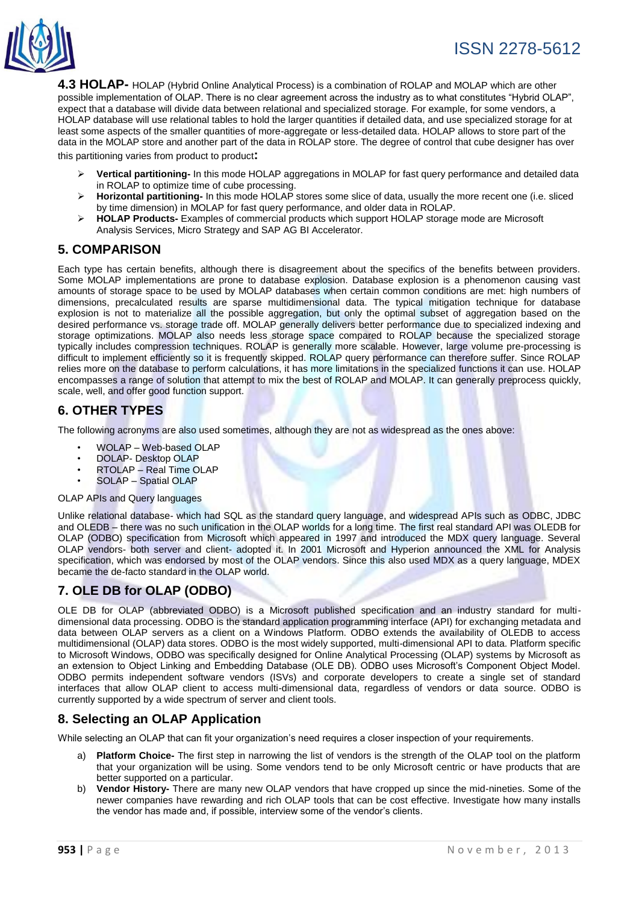## 4.3 HOLAP-

HOLAP (Hybrid Online Analytical Process) is a combination of ROLAP and MOLAP which are other possible implementation of OLAP. There is no clear agreement across the industry as to what constitutes "Hybrid OLAP", expect that a database will divide data between relational and specialized storage. For example, for some vendors, a HOLAP database will use relational tables to hold the larger quantities if detailed data, and use specialized storage for at least some aspects of the smaller quantities of more-aggregate or less-detailed data. HOLAP allows to store part of the data in the MOLAP store and another part of the data in ROLAP store. The degree of control that cube designer has over this partitioning varies from product to product:

- **Vertical partitioning-** In this mode HOLAP aggregations in MOLAP for fast query performance and detailed data in ROLAP to optimize time of cube processing.
- **Horizontal partitioning-** In this mode HOLAP stores some slice of data, usually the more recent one (i.e. sliced by time dimension) in MOLAP for fast query performance, and older data in ROLAP.
- **HOLAP Products-** Examples of commercial products which support HOLAP storage mode are Microsoft Analysis Services, Micro Strategy and SAP AG BI Accelerator.

## 5. COMPARISON

Each type has certain benefits, although there is disagreement about the specifics of the benefits between providers. Some MOLAP implementations are prone to database explosion. Database explosion is a phenomenon causing vast amounts of storage space to be used by MOLAP databases when certain common conditions are met: high numbers of dimensions, precalculated results are sparse multidimensional data. The typical mitigation technique for database explosion is not to materialize all the possible aggregation, but only the optimal subset of aggregation based on the desired performance vs. storage trade off. MOLAP generally delivers better performance due to specialized indexing and storage optimizations. MOLAP also needs less storage space compared to ROLAP because the specialized storage typically includes compression techniques. ROLAP is generally more scalable. However, large volume pre-processing is difficult to implement efficiently so it is frequently skipped. ROLAP query performance can therefore suffer. Since ROLAP relies more on the database to perform calculations, it has more limitations in the specialized functions it can use. HOLAP encompasses a range of solution that attempt to mix the best of ROLAP and MOLAP. It can generally preprocess quickly, scale, well, and offer good function support.

## 6. OTHER TYPES

The following acronyms are also used sometimes, although they are not as widespread as the ones above:

- WOLAP – Web-based OLAP
- DOLAP- Desktop OLAP
- RTOLAP – Real Time OLAP
- SOLAP – Spatial OLAP

OLAP APIs and Query languages

Unlike relational database- which had SQL as the standard query language, and widespread APIs such as ODBC, JDBC and OLEDB – there was no such unification in the OLAP worlds for a long time. The first real standard API was OLEDB for OLAP (ODBO) specification from Microsoft which appeared in 1997 and introduced the MDX query language. Several OLAP vendors- both server and client- adopted it. In 2001 Microsoft and Hyperion announced the XML for Analysis specification, which was endorsed by most of the OLAP vendors. Since this also used MDX as a query language, MDEX became the de-facto standard in the OLAP world.

## 7. OLE DB for OLAP (ODBO)

OLE DB for OLAP (abbreviated ODBO) is a Microsoft published specification and an industry standard for multi-dimensional data processing. ODBO is the standard application programming interface (API) for exchanging metadata and data between OLAP servers as a client on a Windows Platform. ODBO extends the availability of OLEDB to access multidimensional (OLAP) data stores. ODBO is the most widely supported, multi-dimensional API to data. Platform specific to Microsoft Windows, ODBO was specifically designed for Online Analytical Processing (OLAP) systems by Microsoft as an extension to Object Linking and Embedding Database (OLE DB). ODBO uses Microsoft's Component Object Model. ODBO permits independent software vendors (ISVs) and corporate developers to create a single set of standard interfaces that allow OLAP client to access multi-dimensional data, regardless of vendors or data source. ODBO is currently supported by a wide spectrum of server and client tools.

## 8. Selecting an OLAP Application

While selecting an OLAP that can fit your organization's need requires a closer inspection of your requirements.

a) **Platform Choice-** The first step in narrowing the list of vendors is the strength of the OLAP tool on the platform that your organization will be using. Some vendors tend to be only Microsoft centric or have products that are better supported on a particular.

b) **Vendor History-** There are many new OLAP vendors that have cropped up since the mid-nineties. Some of the newer companies have rewarding and rich OLAP tools that can be cost effective. Investigate how many installs the vendor has made and, if possible, interview some of the vendor's clients.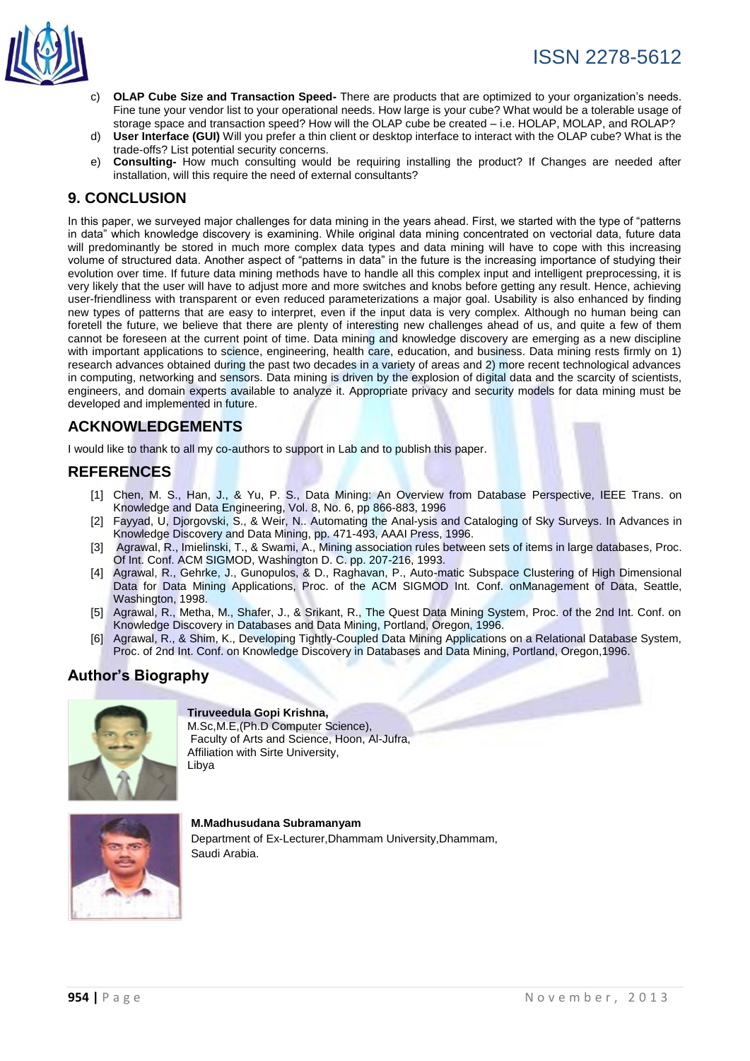c) **OLAP Cube Size and Transaction Speed-** There are products that are optimized to your organization's needs. Fine tune your vendor list to your operational needs. How large is your cube? What would be a tolerable usage of storage space and transaction speed? How will the OLAP cube be created – i.e. HOLAP, MOLAP, and ROLAP?

d) **User Interface (GUI)** Will you prefer a thin client or desktop interface to interact with the OLAP cube? What is the trade-offs? List potential security concerns.

e) **Consulting-** How much consulting would be requiring installing the product? If Changes are needed after installation, will this require the need of external consultants?

## 9. CONCLUSION

In this paper, we surveyed major challenges for data mining in the years ahead. First, we started with the type of "patterns in data" which knowledge discovery is examining. While original data mining concentrated on vectorial data, future data will predominantly be stored in much more complex data types and data mining will have to cope with this increasing volume of structured data. Another aspect of "patterns in data" in the future is the increasing importance of studying their evolution over time. If future data mining methods have to handle all this complex input and intelligent preprocessing, it is very likely that the user will have to adjust more and more switches and knobs before getting any result. Hence, achieving user-friendliness with transparent or even reduced parameterizations a major goal. Usability is also enhanced by finding new types of patterns that are easy to interpret, even if the input data is very complex. Although no human being can foretell the future, we believe that there are plenty of interesting new challenges ahead of us, and quite a few of them cannot be foreseen at the current point of time. Data mining and knowledge discovery are emerging as a new discipline with important applications to science, engineering, health care, education, and business. Data mining rests firmly on 1) research advances obtained during the past two decades in a variety of areas and 2) more recent technological advances in computing, networking and sensors. Data mining is driven by the explosion of digital data and the scarcity of scientists, engineers, and domain experts available to analyze it. Appropriate privacy and security models for data mining must be developed and implemented in future.

## ACKNOWLEDGEMENTS

I would like to thank to all my co-authors to support in Lab and to publish this paper.

## REFERENCES

[1] Chen, M. S., Han, J., & Yu, P. S., Data Mining: An Overview from Database Perspective, IEEE Trans. on Knowledge and Data Engineering, Vol. 8, No. 6, pp 866-883, 1996

[2] Fayyad, U, Djorgovski, S., & Weir, N.. Automating the Anal-ysis and Cataloging of Sky Surveys. In Advances in Knowledge Discovery and Data Mining, pp. 471-493, AAAI Press, 1996.

[3] Agrawal, R., Imielinski, T., & Swami, A., Mining association rules between sets of items in large databases, Proc. Of Int. Conf. ACM SIGMOD, Washington D. C. pp. 207-216, 1993.

[4] Agrawal, R., Gehrke, J., Gunopulos, & D., Raghavan, P., Auto-matic Subspace Clustering of High Dimensional Data for Data Mining Applications, Proc. of the ACM SIGMOD Int. Conf. onManagement of Data, Seattle, Washington, 1998.

[5] Agrawal, R., Metha, M., Shafer, J., & Srikant, R., The Quest Data Mining System, Proc. of the 2nd Int. Conf. on Knowledge Discovery in Databases and Data Mining, Portland, Oregon, 1996.

[6] Agrawal, R., & Shim, K., Developing Tightly-Coupled Data Mining Applications on a Relational Database System, Proc. of 2nd Int. Conf. on Knowledge Discovery in Databases and Data Mining, Portland, Oregon,1996.

## Author's Biography

**Tiruveedula Gopi Krishna,**
M.Sc,M.E,(Ph.D Computer Science),
Faculty of Arts and Science, Hoon, Al-Jufra,
Affiliation with Sirte University,
Libya

**M.Madhusudana Subramanyam**
Department of Ex-Lecturer,Dhammam University,Dhammam,
Saudi Arabia.